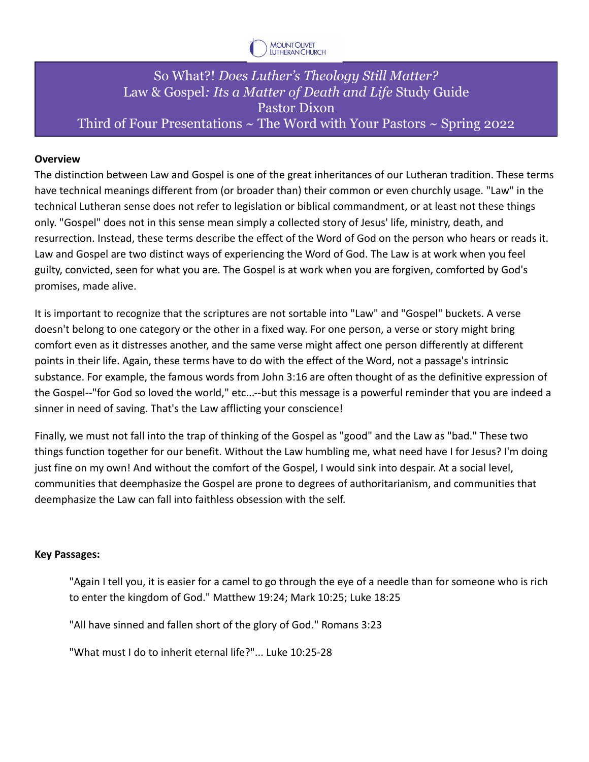MOUNT OLIVET LUTHERAN CHURCH

# So What?! *Does Luther's Theology Still Matter?*
## Law & Gospel*: Its a Matter of Death and Life* Study Guide
### Pastor Dixon
### Third of Four Presentations ~ The Word with Your Pastors ~ Spring 2022

**Overview**

The distinction between Law and Gospel is one of the great inheritances of our Lutheran tradition. These terms have technical meanings different from (or broader than) their common or even churchly usage. "Law" in the technical Lutheran sense does not refer to legislation or biblical commandment, or at least not these things only. "Gospel" does not in this sense mean simply a collected story of Jesus' life, ministry, death, and resurrection. Instead, these terms describe the effect of the Word of God on the person who hears or reads it. Law and Gospel are two distinct ways of experiencing the Word of God. The Law is at work when you feel guilty, convicted, seen for what you are. The Gospel is at work when you are forgiven, comforted by God's promises, made alive.

It is important to recognize that the scriptures are not sortable into "Law" and "Gospel" buckets. A verse doesn't belong to one category or the other in a fixed way. For one person, a verse or story might bring comfort even as it distresses another, and the same verse might affect one person differently at different points in their life. Again, these terms have to do with the effect of the Word, not a passage's intrinsic substance. For example, the famous words from John 3:16 are often thought of as the definitive expression of the Gospel--"for God so loved the world," etc...--but this message is a powerful reminder that you are indeed a sinner in need of saving. That's the Law afflicting your conscience!

Finally, we must not fall into the trap of thinking of the Gospel as "good" and the Law as "bad." These two things function together for our benefit. Without the Law humbling me, what need have I for Jesus? I'm doing just fine on my own! And without the comfort of the Gospel, I would sink into despair. At a social level, communities that deemphasize the Gospel are prone to degrees of authoritarianism, and communities that deemphasize the Law can fall into faithless obsession with the self.

**Key Passages:**

> "Again I tell you, it is easier for a camel to go through the eye of a needle than for someone who is rich to enter the kingdom of God." Matthew 19:24; Mark 10:25; Luke 18:25
>
> "All have sinned and fallen short of the glory of God." Romans 3:23
>
> "What must I do to inherit eternal life?"... Luke 10:25-28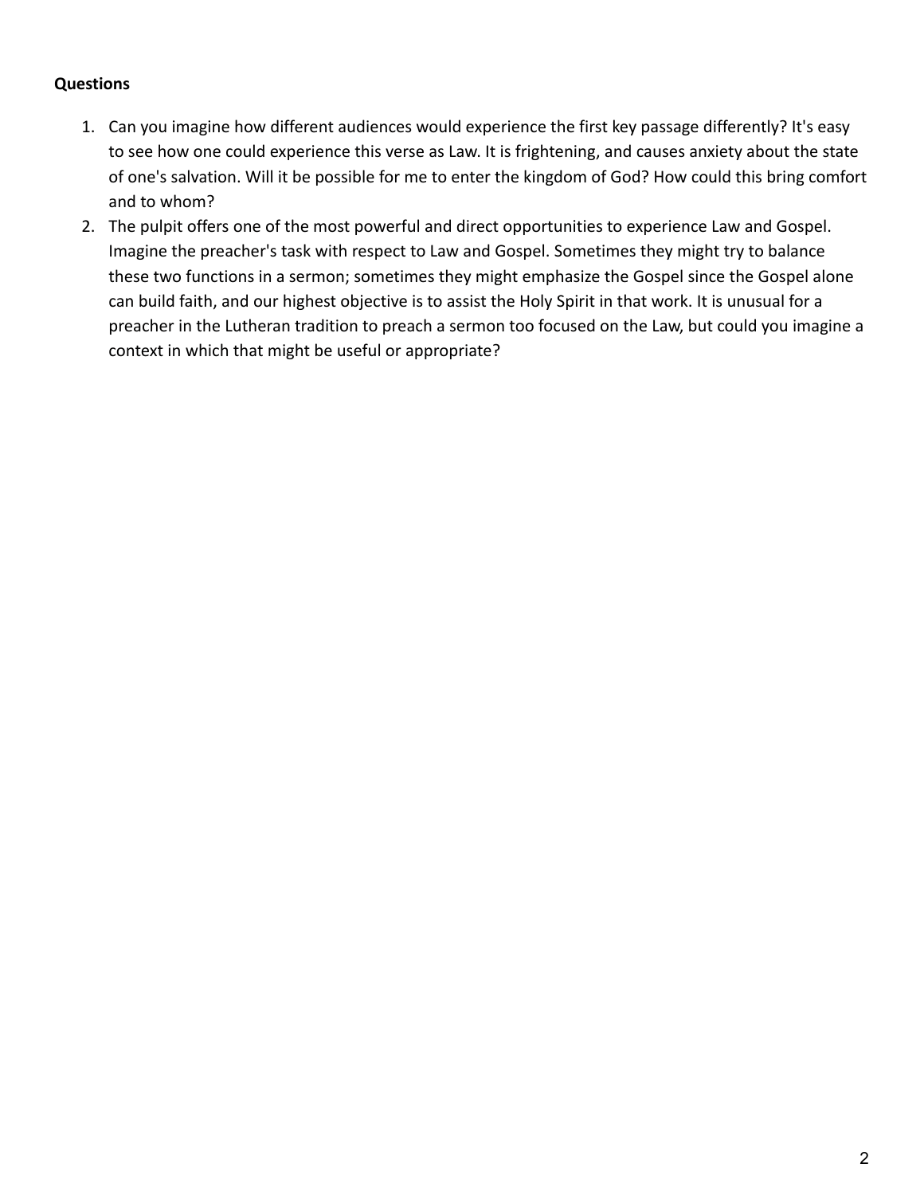**Questions**

1. Can you imagine how different audiences would experience the first key passage differently? It's easy to see how one could experience this verse as Law. It is frightening, and causes anxiety about the state of one's salvation. Will it be possible for me to enter the kingdom of God? How could this bring comfort and to whom?
2. The pulpit offers one of the most powerful and direct opportunities to experience Law and Gospel. Imagine the preacher's task with respect to Law and Gospel. Sometimes they might try to balance these two functions in a sermon; sometimes they might emphasize the Gospel since the Gospel alone can build faith, and our highest objective is to assist the Holy Spirit in that work. It is unusual for a preacher in the Lutheran tradition to preach a sermon too focused on the Law, but could you imagine a context in which that might be useful or appropriate?